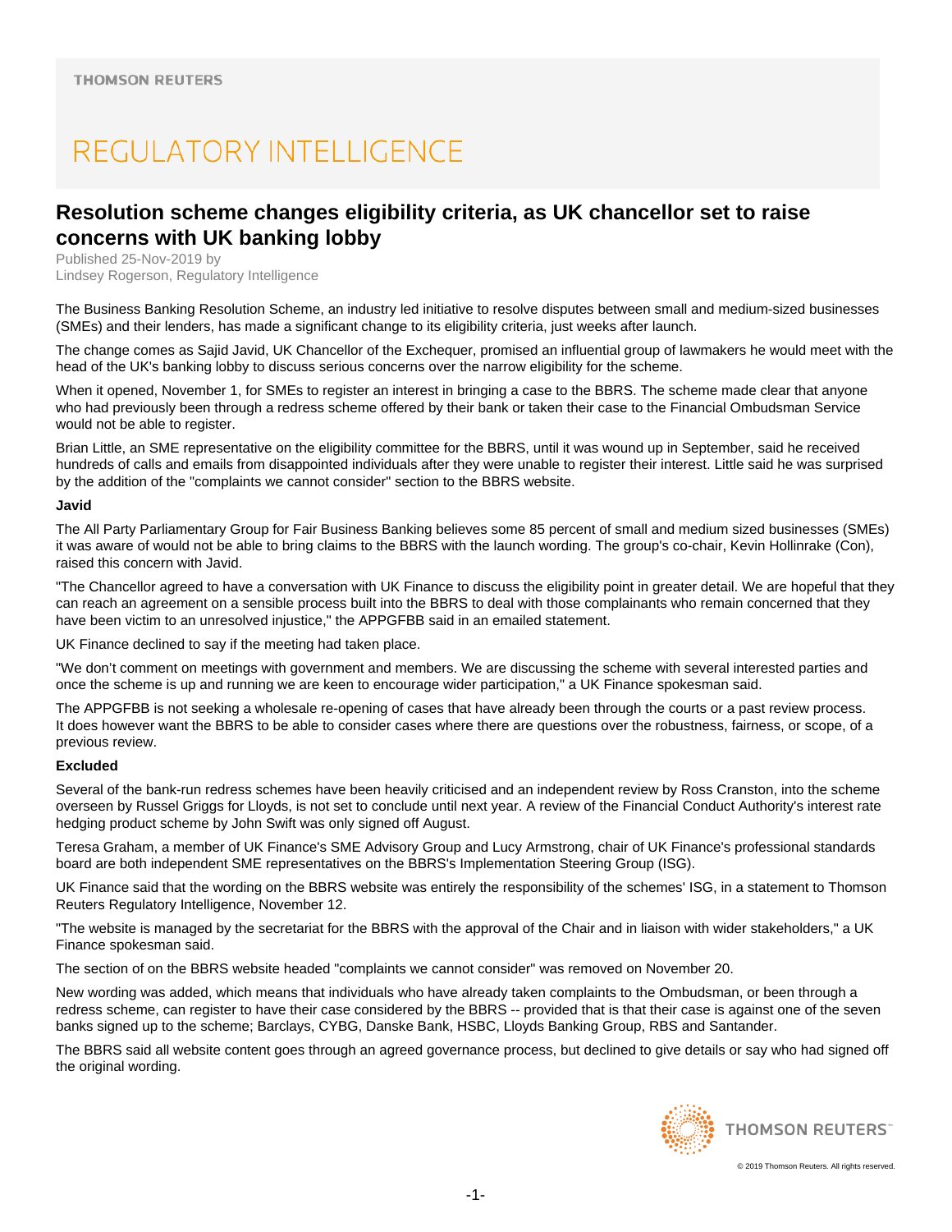THOMSON REUTERS

# REGULATORY INTELLIGENCE

## Resolution scheme changes eligibility criteria, as UK chancellor set to raise concerns with UK banking lobby

Published 25-Nov-2019 by
Lindsey Rogerson, Regulatory Intelligence

The Business Banking Resolution Scheme, an industry led initiative to resolve disputes between small and medium-sized businesses (SMEs) and their lenders, has made a significant change to its eligibility criteria, just weeks after launch.

The change comes as Sajid Javid, UK Chancellor of the Exchequer, promised an influential group of lawmakers he would meet with the head of the UK's banking lobby to discuss serious concerns over the narrow eligibility for the scheme.

When it opened, November 1, for SMEs to register an interest in bringing a case to the BBRS. The scheme made clear that anyone who had previously been through a redress scheme offered by their bank or taken their case to the Financial Ombudsman Service would not be able to register.

Brian Little, an SME representative on the eligibility committee for the BBRS, until it was wound up in September, said he received hundreds of calls and emails from disappointed individuals after they were unable to register their interest. Little said he was surprised by the addition of the "complaints we cannot consider" section to the BBRS website.

**Javid**

The All Party Parliamentary Group for Fair Business Banking believes some 85 percent of small and medium sized businesses (SMEs) it was aware of would not be able to bring claims to the BBRS with the launch wording. The group's co-chair, Kevin Hollinrake (Con), raised this concern with Javid.

"The Chancellor agreed to have a conversation with UK Finance to discuss the eligibility point in greater detail. We are hopeful that they can reach an agreement on a sensible process built into the BBRS to deal with those complainants who remain concerned that they have been victim to an unresolved injustice," the APPGFBB said in an emailed statement.

UK Finance declined to say if the meeting had taken place.

"We don't comment on meetings with government and members. We are discussing the scheme with several interested parties and once the scheme is up and running we are keen to encourage wider participation," a UK Finance spokesman said.

The APPGFBB is not seeking a wholesale re-opening of cases that have already been through the courts or a past review process. It does however want the BBRS to be able to consider cases where there are questions over the robustness, fairness, or scope, of a previous review.

**Excluded**

Several of the bank-run redress schemes have been heavily criticised and an independent review by Ross Cranston, into the scheme overseen by Russel Griggs for Lloyds, is not set to conclude until next year. A review of the Financial Conduct Authority's interest rate hedging product scheme by John Swift was only signed off August.

Teresa Graham, a member of UK Finance's SME Advisory Group and Lucy Armstrong, chair of UK Finance's professional standards board are both independent SME representatives on the BBRS's Implementation Steering Group (ISG).

UK Finance said that the wording on the BBRS website was entirely the responsibility of the schemes' ISG, in a statement to Thomson Reuters Regulatory Intelligence, November 12.

"The website is managed by the secretariat for the BBRS with the approval of the Chair and in liaison with wider stakeholders," a UK Finance spokesman said.

The section of on the BBRS website headed "complaints we cannot consider" was removed on November 20.

New wording was added, which means that individuals who have already taken complaints to the Ombudsman, or been through a redress scheme, can register to have their case considered by the BBRS -- provided that is that their case is against one of the seven banks signed up to the scheme; Barclays, CYBG, Danske Bank, HSBC, Lloyds Banking Group, RBS and Santander.

The BBRS said all website content goes through an agreed governance process, but declined to give details or say who had signed off the original wording.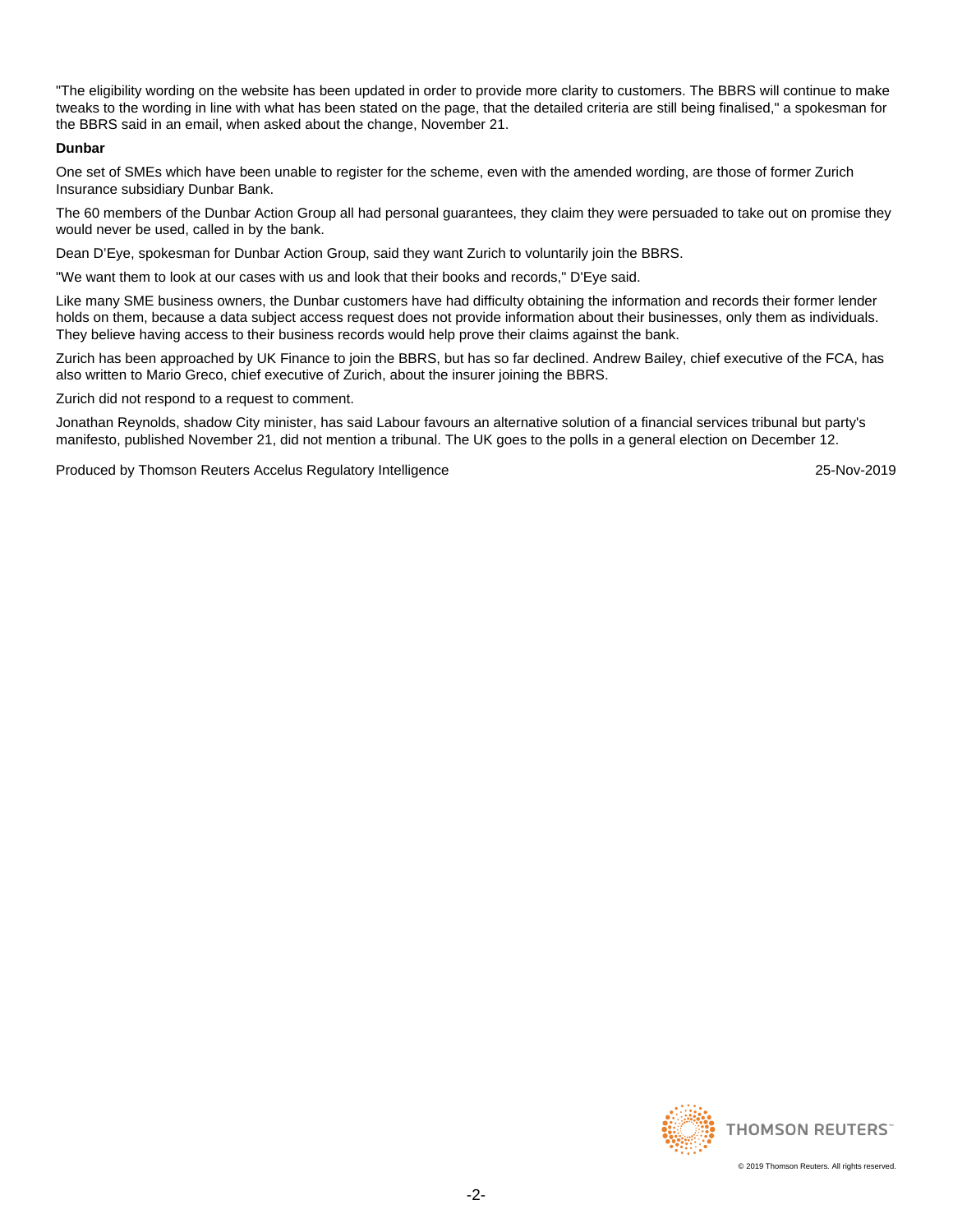"The eligibility wording on the website has been updated in order to provide more clarity to customers. The BBRS will continue to make tweaks to the wording in line with what has been stated on the page, that the detailed criteria are still being finalised," a spokesman for the BBRS said in an email, when asked about the change, November 21.

**Dunbar**

One set of SMEs which have been unable to register for the scheme, even with the amended wording, are those of former Zurich Insurance subsidiary Dunbar Bank.

The 60 members of the Dunbar Action Group all had personal guarantees, they claim they were persuaded to take out on promise they would never be used, called in by the bank.

Dean D'Eye, spokesman for Dunbar Action Group, said they want Zurich to voluntarily join the BBRS.

"We want them to look at our cases with us and look that their books and records," D'Eye said.

Like many SME business owners, the Dunbar customers have had difficulty obtaining the information and records their former lender holds on them, because a data subject access request does not provide information about their businesses, only them as individuals. They believe having access to their business records would help prove their claims against the bank.

Zurich has been approached by UK Finance to join the BBRS, but has so far declined. Andrew Bailey, chief executive of the FCA, has also written to Mario Greco, chief executive of Zurich, about the insurer joining the BBRS.

Zurich did not respond to a request to comment.

Jonathan Reynolds, shadow City minister, has said Labour favours an alternative solution of a financial services tribunal but party's manifesto, published November 21, did not mention a tribunal. The UK goes to the polls in a general election on December 12.

Produced by Thomson Reuters Accelus Regulatory Intelligence

25-Nov-2019